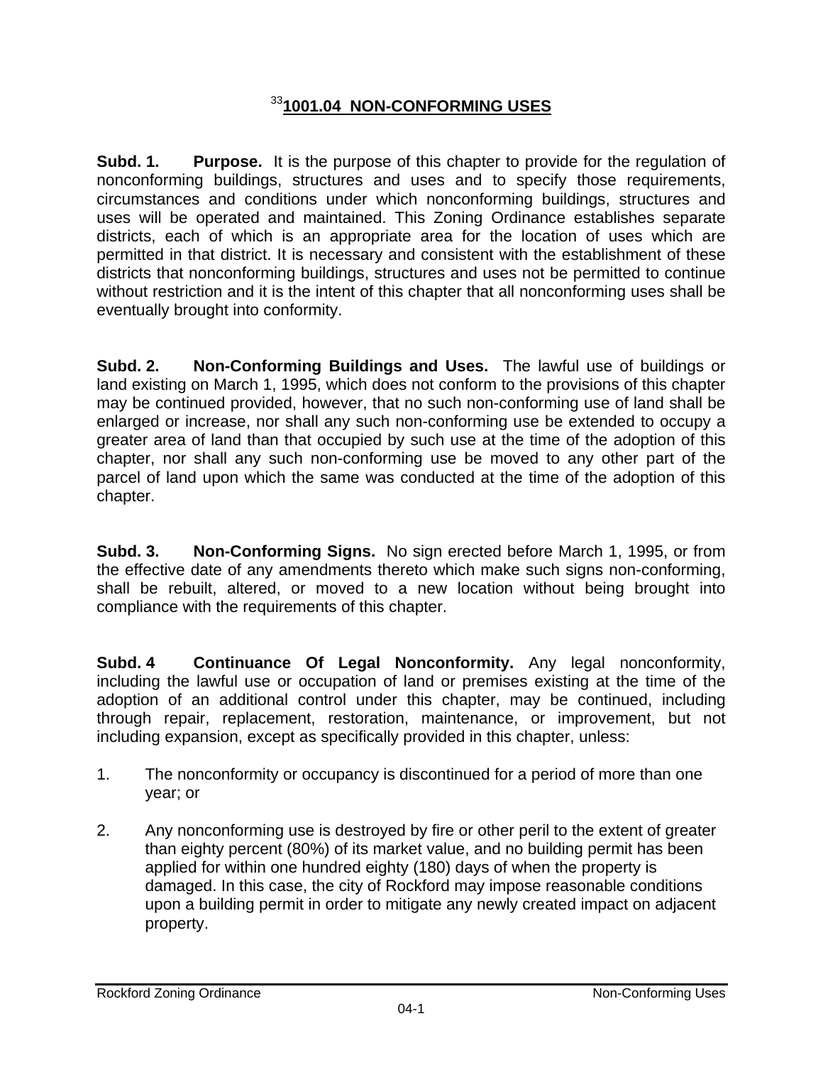# [33]1001.04 NON-CONFORMING USES

**Subd. 1. Purpose.** It is the purpose of this chapter to provide for the regulation of nonconforming buildings, structures and uses and to specify those requirements, circumstances and conditions under which nonconforming buildings, structures and uses will be operated and maintained. This Zoning Ordinance establishes separate districts, each of which is an appropriate area for the location of uses which are permitted in that district. It is necessary and consistent with the establishment of these districts that nonconforming buildings, structures and uses not be permitted to continue without restriction and it is the intent of this chapter that all nonconforming uses shall be eventually brought into conformity.

**Subd. 2. Non-Conforming Buildings and Uses.** The lawful use of buildings or land existing on March 1, 1995, which does not conform to the provisions of this chapter may be continued provided, however, that no such non-conforming use of land shall be enlarged or increase, nor shall any such non-conforming use be extended to occupy a greater area of land than that occupied by such use at the time of the adoption of this chapter, nor shall any such non-conforming use be moved to any other part of the parcel of land upon which the same was conducted at the time of the adoption of this chapter.

**Subd. 3. Non-Conforming Signs.** No sign erected before March 1, 1995, or from the effective date of any amendments thereto which make such signs non-conforming, shall be rebuilt, altered, or moved to a new location without being brought into compliance with the requirements of this chapter.

**Subd. 4 Continuance Of Legal Nonconformity.** Any legal nonconformity, including the lawful use or occupation of land or premises existing at the time of the adoption of an additional control under this chapter, may be continued, including through repair, replacement, restoration, maintenance, or improvement, but not including expansion, except as specifically provided in this chapter, unless:

1. The nonconformity or occupancy is discontinued for a period of more than one year; or

2. Any nonconforming use is destroyed by fire or other peril to the extent of greater than eighty percent (80%) of its market value, and no building permit has been applied for within one hundred eighty (180) days of when the property is damaged. In this case, the city of Rockford may impose reasonable conditions upon a building permit in order to mitigate any newly created impact on adjacent property.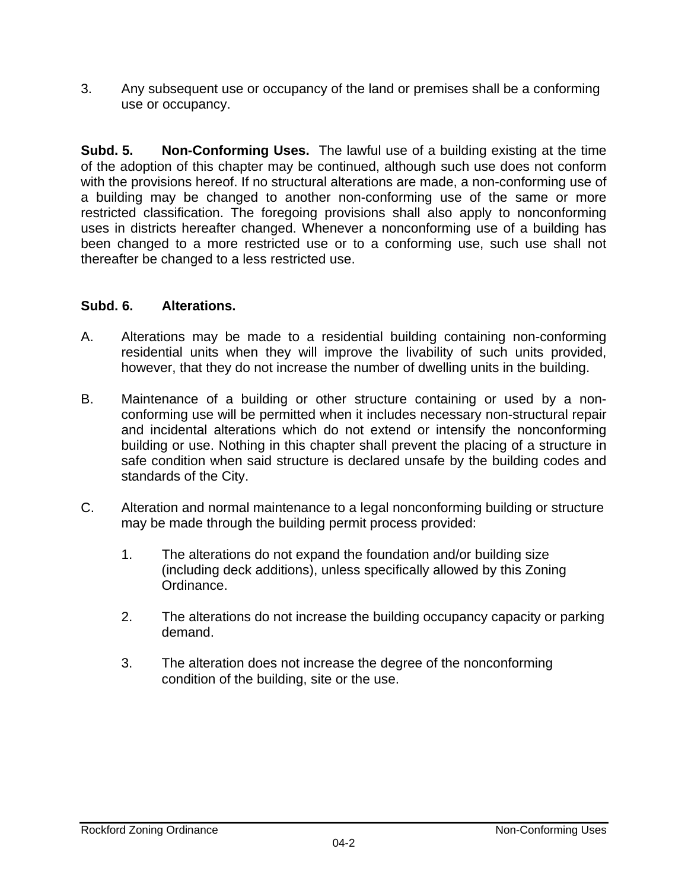3. Any subsequent use or occupancy of the land or premises shall be a conforming use or occupancy.

**Subd. 5. Non-Conforming Uses.** The lawful use of a building existing at the time of the adoption of this chapter may be continued, although such use does not conform with the provisions hereof. If no structural alterations are made, a non-conforming use of a building may be changed to another non-conforming use of the same or more restricted classification. The foregoing provisions shall also apply to nonconforming uses in districts hereafter changed. Whenever a nonconforming use of a building has been changed to a more restricted use or to a conforming use, such use shall not thereafter be changed to a less restricted use.

**Subd. 6. Alterations.**

A. Alterations may be made to a residential building containing non-conforming residential units when they will improve the livability of such units provided, however, that they do not increase the number of dwelling units in the building.

B. Maintenance of a building or other structure containing or used by a non-conforming use will be permitted when it includes necessary non-structural repair and incidental alterations which do not extend or intensify the nonconforming building or use. Nothing in this chapter shall prevent the placing of a structure in safe condition when said structure is declared unsafe by the building codes and standards of the City.

C. Alteration and normal maintenance to a legal nonconforming building or structure may be made through the building permit process provided:

   1. The alterations do not expand the foundation and/or building size (including deck additions), unless specifically allowed by this Zoning Ordinance.

   2. The alterations do not increase the building occupancy capacity or parking demand.

   3. The alteration does not increase the degree of the nonconforming condition of the building, site or the use.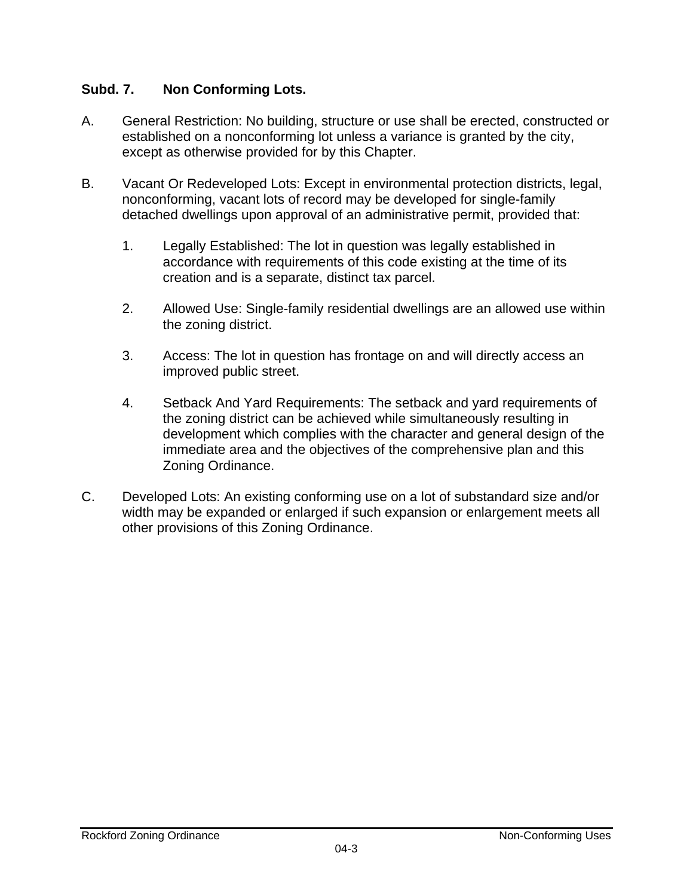### Subd. 7. Non Conforming Lots.

A. General Restriction: No building, structure or use shall be erected, constructed or established on a nonconforming lot unless a variance is granted by the city, except as otherwise provided for by this Chapter.

B. Vacant Or Redeveloped Lots: Except in environmental protection districts, legal, nonconforming, vacant lots of record may be developed for single-family detached dwellings upon approval of an administrative permit, provided that:

   1. Legally Established: The lot in question was legally established in accordance with requirements of this code existing at the time of its creation and is a separate, distinct tax parcel.

   2. Allowed Use: Single-family residential dwellings are an allowed use within the zoning district.

   3. Access: The lot in question has frontage on and will directly access an improved public street.

   4. Setback And Yard Requirements: The setback and yard requirements of the zoning district can be achieved while simultaneously resulting in development which complies with the character and general design of the immediate area and the objectives of the comprehensive plan and this Zoning Ordinance.

C. Developed Lots: An existing conforming use on a lot of substandard size and/or width may be expanded or enlarged if such expansion or enlargement meets all other provisions of this Zoning Ordinance.